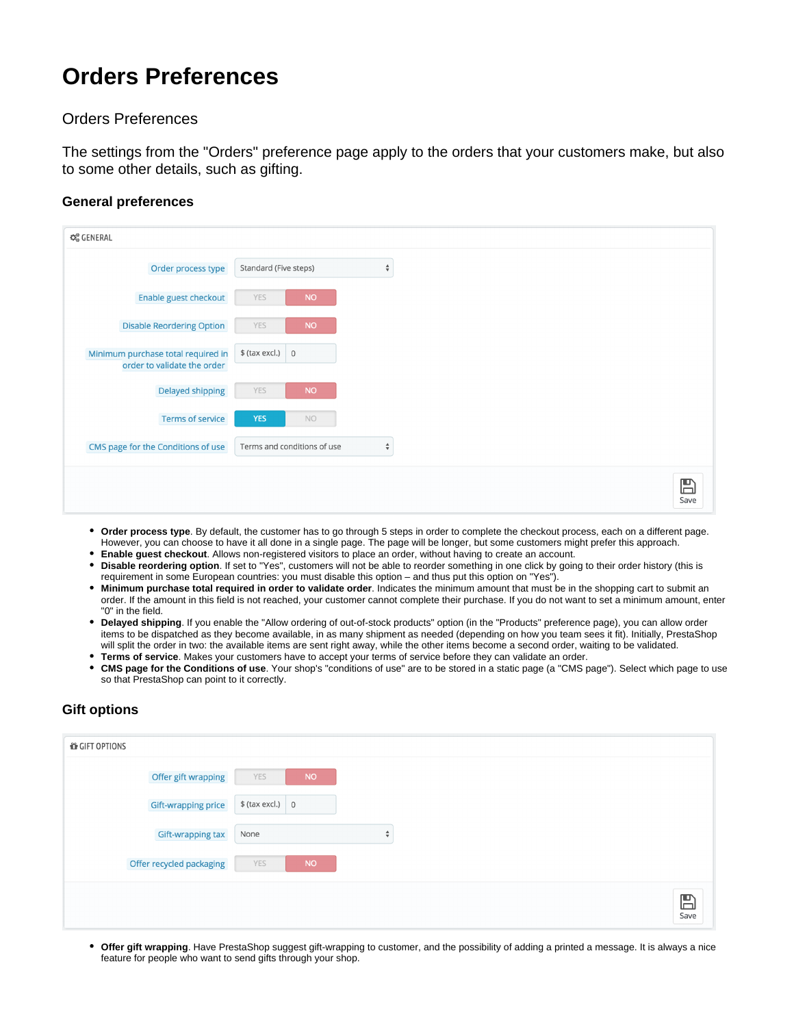# Orders Preferences

Orders Preferences

The settings from the "Orders" preference page apply to the orders that your customers make, but also to some other details, such as gifting.

### General preferences

- **Order process type**. By default, the customer has to go through 5 steps in order to complete the checkout process, each on a different page. However, you can choose to have it all done in a single page. The page will be longer, but some customers might prefer this approach.
- **Enable guest checkout**. Allows non-registered visitors to place an order, without having to create an account.
- **Disable reordering option**. If set to "Yes", customers will not be able to reorder something in one click by going to their order history (this is requirement in some European countries: you must disable this option – and thus put this option on "Yes").
- **Minimum purchase total required in order to validate order**. Indicates the minimum amount that must be in the shopping cart to submit an order. If the amount in this field is not reached, your customer cannot complete their purchase. If you do not want to set a minimum amount, enter "0" in the field.
- **Delayed shipping**. If you enable the "Allow ordering of out-of-stock products" option (in the "Products" preference page), you can allow order items to be dispatched as they become available, in as many shipment as needed (depending on how you team sees it fit). Initially, PrestaShop will split the order in two: the available items are sent right away, while the other items become a second order, waiting to be validated.
- **Terms of service**. Makes your customers have to accept your terms of service before they can validate an order.
- **CMS page for the Conditions of use**. Your shop's "conditions of use" are to be stored in a static page (a "CMS page"). Select which page to use so that PrestaShop can point to it correctly.

### Gift options

- **Offer gift wrapping**. Have PrestaShop suggest gift-wrapping to customer, and the possibility of adding a printed a message. It is always a nice feature for people who want to send gifts through your shop.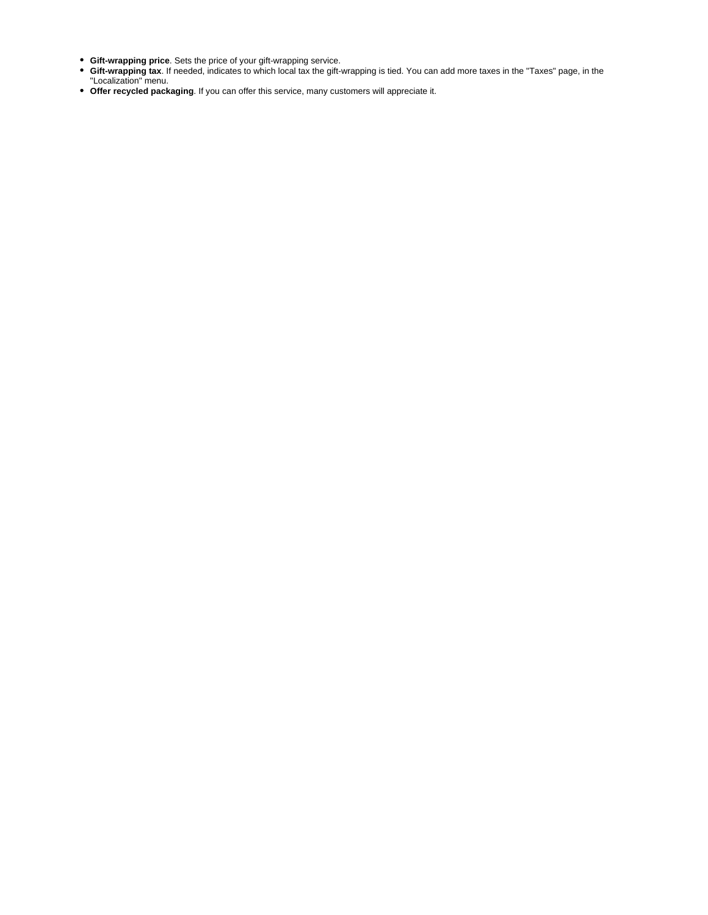- **Gift-wrapping price**. Sets the price of your gift-wrapping service.
- **Gift-wrapping tax**. If needed, indicates to which local tax the gift-wrapping is tied. You can add more taxes in the "Taxes" page, in the "Localization" menu.
- **Offer recycled packaging**. If you can offer this service, many customers will appreciate it.